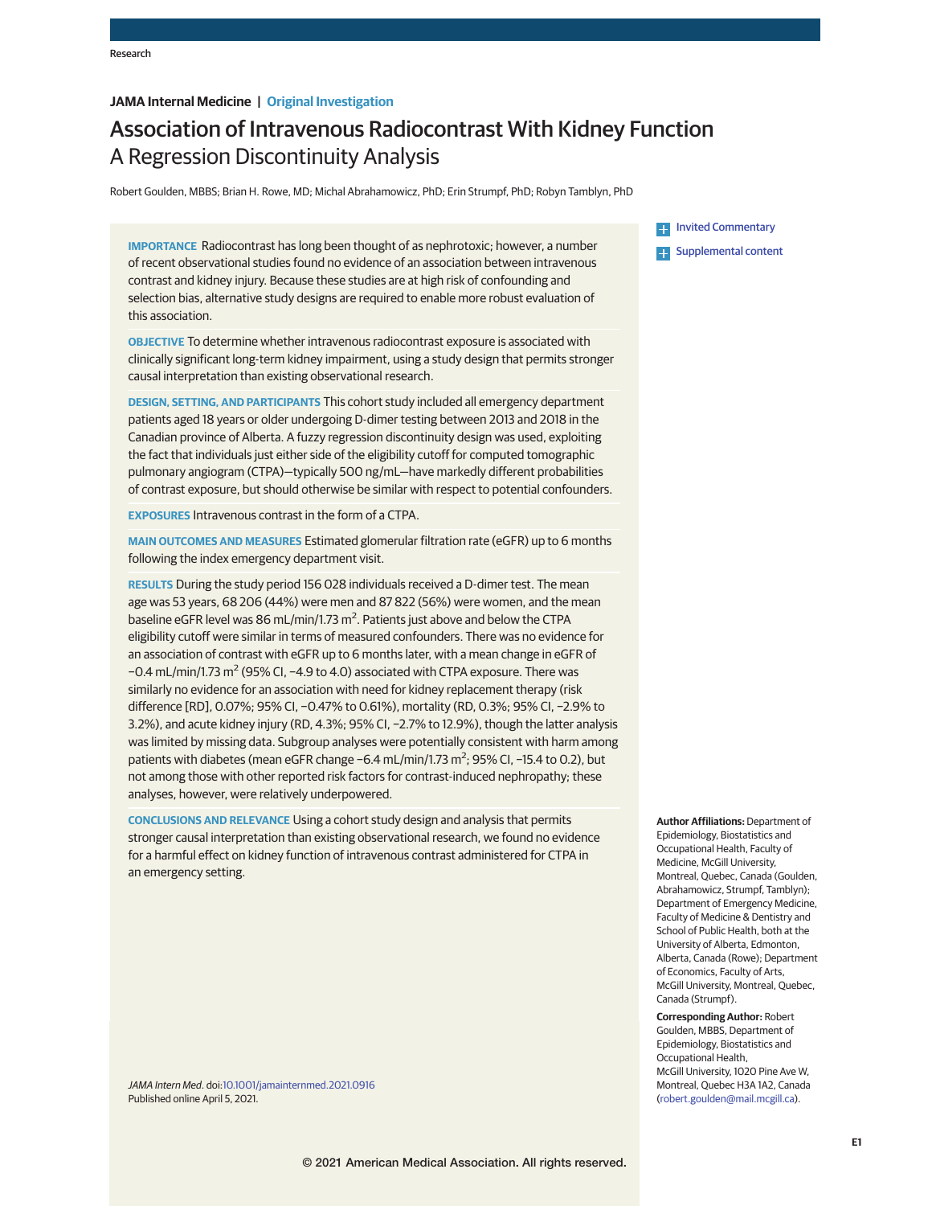JAMA Internal Medicine | Original Investigation

# Association of Intravenous Radiocontrast With Kidney Function
## A Regression Discontinuity Analysis

Robert Goulden, MBBS; Brian H. Rowe, MD; Michal Abrahamowicz, PhD; Erin Strumpf, PhD; Robyn Tamblyn, PhD

Invited Commentary

Supplemental content

**IMPORTANCE** Radiocontrast has long been thought of as nephrotoxic; however, a number of recent observational studies found no evidence of an association between intravenous contrast and kidney injury. Because these studies are at high risk of confounding and selection bias, alternative study designs are required to enable more robust evaluation of this association.

**OBJECTIVE** To determine whether intravenous radiocontrast exposure is associated with clinically significant long-term kidney impairment, using a study design that permits stronger causal interpretation than existing observational research.

**DESIGN, SETTING, AND PARTICIPANTS** This cohort study included all emergency department patients aged 18 years or older undergoing D-dimer testing between 2013 and 2018 in the Canadian province of Alberta. A fuzzy regression discontinuity design was used, exploiting the fact that individuals just either side of the eligibility cutoff for computed tomographic pulmonary angiogram (CTPA)—typically 500 ng/mL—have markedly different probabilities of contrast exposure, but should otherwise be similar with respect to potential confounders.

**EXPOSURES** Intravenous contrast in the form of a CTPA.

**MAIN OUTCOMES AND MEASURES** Estimated glomerular filtration rate (eGFR) up to 6 months following the index emergency department visit.

**RESULTS** During the study period 156 028 individuals received a D-dimer test. The mean age was 53 years, 68 206 (44%) were men and 87 822 (56%) were women, and the mean baseline eGFR level was 86 mL/min/1.73 m$^2$. Patients just above and below the CTPA eligibility cutoff were similar in terms of measured confounders. There was no evidence for an association of contrast with eGFR up to 6 months later, with a mean change in eGFR of −0.4 mL/min/1.73 m$^2$ (95% CI, −4.9 to 4.0) associated with CTPA exposure. There was similarly no evidence for an association with need for kidney replacement therapy (risk difference [RD], 0.07%; 95% CI, −0.47% to 0.61%), mortality (RD, 0.3%; 95% CI, −2.9% to 3.2%), and acute kidney injury (RD, 4.3%; 95% CI, −2.7% to 12.9%), though the latter analysis was limited by missing data. Subgroup analyses were potentially consistent with harm among patients with diabetes (mean eGFR change −6.4 mL/min/1.73 m$^2$; 95% CI, −15.4 to 0.2), but not among those with other reported risk factors for contrast-induced nephropathy; these analyses, however, were relatively underpowered.

**CONCLUSIONS AND RELEVANCE** Using a cohort study design and analysis that permits stronger causal interpretation than existing observational research, we found no evidence for a harmful effect on kidney function of intravenous contrast administered for CTPA in an emergency setting.

*JAMA Intern Med.* doi:10.1001/jamainternmed.2021.0916
Published online April 5, 2021.

**Author Affiliations:** Department of Epidemiology, Biostatistics and Occupational Health, Faculty of Medicine, McGill University, Montreal, Quebec, Canada (Goulden, Abrahamowicz, Strumpf, Tamblyn); Department of Emergency Medicine, Faculty of Medicine & Dentistry and School of Public Health, both at the University of Alberta, Edmonton, Alberta, Canada (Rowe); Department of Economics, Faculty of Arts, McGill University, Montreal, Quebec, Canada (Strumpf).

**Corresponding Author:** Robert Goulden, MBBS, Department of Epidemiology, Biostatistics and Occupational Health, McGill University, 1020 Pine Ave W, Montreal, Quebec H3A 1A2, Canada (robert.goulden@mail.mcgill.ca).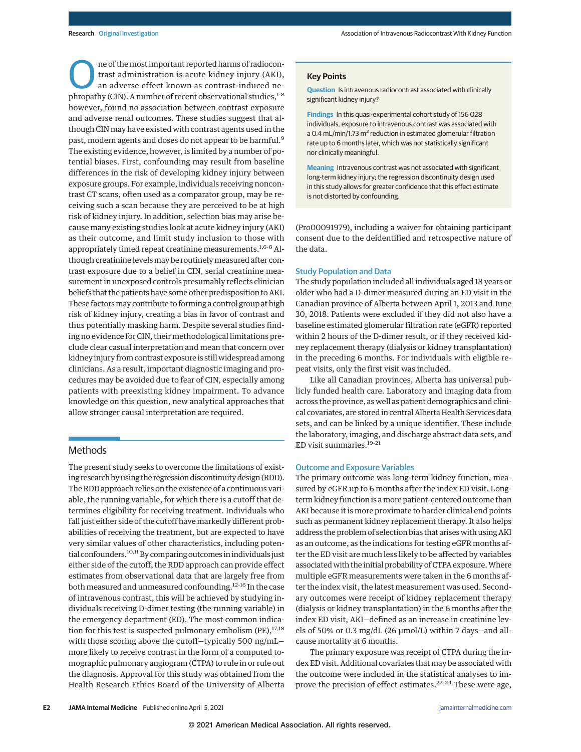One of the most important reported harms of radiocontrast administration is acute kidney injury (AKI), an adverse effect known as contrast-induced nephropathy (CIN). A number of recent observational studies,[1-8] however, found no association between contrast exposure and adverse renal outcomes. These studies suggest that although CIN may have existed with contrast agents used in the past, modern agents and doses do not appear to be harmful.[9] The existing evidence, however, is limited by a number of potential biases. First, confounding may result from baseline differences in the risk of developing kidney injury between exposure groups. For example, individuals receiving noncontrast CT scans, often used as a comparator group, may be receiving such a scan because they are perceived to be at high risk of kidney injury. In addition, selection bias may arise because many existing studies look at acute kidney injury (AKI) as their outcome, and limit study inclusion to those with appropriately timed repeat creatinine measurements.[1,6-8] Although creatinine levels may be routinely measured after contrast exposure due to a belief in CIN, serial creatinine measurement in unexposed controls presumably reflects clinician beliefs that the patients have some other predisposition to AKI. These factors may contribute to forming a control group at high risk of kidney injury, creating a bias in favor of contrast and thus potentially masking harm. Despite several studies finding no evidence for CIN, their methodological limitations preclude clear casual interpretation and mean that concern over kidney injury from contrast exposure is still widespread among clinicians. As a result, important diagnostic imaging and procedures may be avoided due to fear of CIN, especially among patients with preexisting kidney impairment. To advance knowledge on this question, new analytical approaches that allow stronger causal interpretation are required.

## Key Points

**Question** Is intravenous radiocontrast associated with clinically significant kidney injury?

**Findings** In this quasi-experimental cohort study of 156 028 individuals, exposure to intravenous contrast was associated with a 0.4 mL/min/1.73 m$^2$ reduction in estimated glomerular filtration rate up to 6 months later, which was not statistically significant nor clinically meaningful.

**Meaning** Intravenous contrast was not associated with significant long-term kidney injury; the regression discontinuity design used in this study allows for greater confidence that this effect estimate is not distorted by confounding.

## Methods

The present study seeks to overcome the limitations of existing research by using the regression discontinuity design (RDD). The RDD approach relies on the existence of a continuous variable, the running variable, for which there is a cutoff that determines eligibility for receiving treatment. Individuals who fall just either side of the cutoff have markedly different probabilities of receiving the treatment, but are expected to have very similar values of other characteristics, including potential confounders.[10,11] By comparing outcomes in individuals just either side of the cutoff, the RDD approach can provide effect estimates from observational data that are largely free from both measured and unmeasured confounding.[12-16] In the case of intravenous contrast, this will be achieved by studying individuals receiving D-dimer testing (the running variable) in the emergency department (ED). The most common indication for this test is suspected pulmonary embolism (PE),[17,18] with those scoring above the cutoff—typically 500 ng/mL—more likely to receive contrast in the form of a computed tomographic pulmonary angiogram (CTPA) to rule in or rule out the diagnosis. Approval for this study was obtained from the Health Research Ethics Board of the University of Alberta (Pro00091979), including a waiver for obtaining participant consent due to the deidentified and retrospective nature of the data.

### Study Population and Data

The study population included all individuals aged 18 years or older who had a D-dimer measured during an ED visit in the Canadian province of Alberta between April 1, 2013 and June 30, 2018. Patients were excluded if they did not also have a baseline estimated glomerular filtration rate (eGFR) reported within 2 hours of the D-dimer result, or if they received kidney replacement therapy (dialysis or kidney transplantation) in the preceding 6 months. For individuals with eligible repeat visits, only the first visit was included.

Like all Canadian provinces, Alberta has universal publicly funded health care. Laboratory and imaging data from across the province, as well as patient demographics and clinical covariates, are stored in central Alberta Health Services data sets, and can be linked by a unique identifier. These include the laboratory, imaging, and discharge abstract data sets, and ED visit summaries.[19-21]

### Outcome and Exposure Variables

The primary outcome was long-term kidney function, measured by eGFR up to 6 months after the index ED visit. Long-term kidney function is a more patient-centered outcome than AKI because it is more proximate to harder clinical end points such as permanent kidney replacement therapy. It also helps address the problem of selection bias that arises with using AKI as an outcome, as the indications for testing eGFR months after the ED visit are much less likely to be affected by variables associated with the initial probability of CTPA exposure. Where multiple eGFR measurements were taken in the 6 months after the index visit, the latest measurement was used. Secondary outcomes were receipt of kidney replacement therapy (dialysis or kidney transplantation) in the 6 months after the index ED visit, AKI—defined as an increase in creatinine levels of 50% or 0.3 mg/dL (26 μmol/L) within 7 days—and all-cause mortality at 6 months.

The primary exposure was receipt of CTPA during the index ED visit. Additional covariates that may be associated with the outcome were included in the statistical analyses to improve the precision of effect estimates.[22-24] These were age,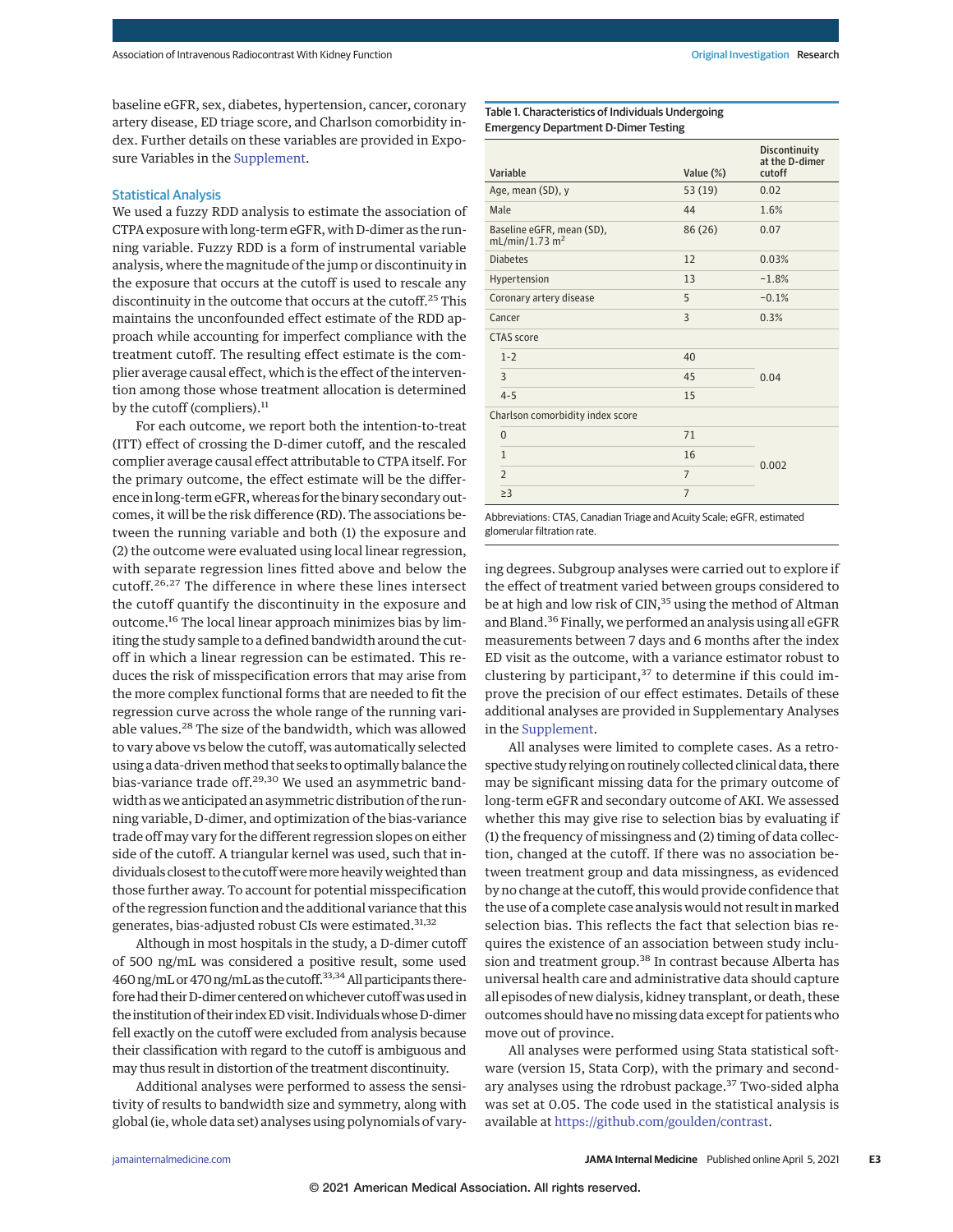baseline eGFR, sex, diabetes, hypertension, cancer, coronary artery disease, ED triage score, and Charlson comorbidity index. Further details on these variables are provided in Exposure Variables in the Supplement.

## Statistical Analysis

We used a fuzzy RDD analysis to estimate the association of CTPA exposure with long-term eGFR, with D-dimer as the running variable. Fuzzy RDD is a form of instrumental variable analysis, where the magnitude of the jump or discontinuity in the exposure that occurs at the cutoff is used to rescale any discontinuity in the outcome that occurs at the cutoff.[25] This maintains the unconfounded effect estimate of the RDD approach while accounting for imperfect compliance with the treatment cutoff. The resulting effect estimate is the complier average causal effect, which is the effect of the intervention among those whose treatment allocation is determined by the cutoff (compliers).[11]

For each outcome, we report both the intention-to-treat (ITT) effect of crossing the D-dimer cutoff, and the rescaled complier average causal effect attributable to CTPA itself. For the primary outcome, the effect estimate will be the difference in long-term eGFR, whereas for the binary secondary outcomes, it will be the risk difference (RD). The associations between the running variable and both (1) the exposure and (2) the outcome were evaluated using local linear regression, with separate regression lines fitted above and below the cutoff.[26,27] The difference in where these lines intersect the cutoff quantify the discontinuity in the exposure and outcome.[16] The local linear approach minimizes bias by limiting the study sample to a defined bandwidth around the cutoff in which a linear regression can be estimated. This reduces the risk of misspecification errors that may arise from the more complex functional forms that are needed to fit the regression curve across the whole range of the running variable values.[28] The size of the bandwidth, which was allowed to vary above vs below the cutoff, was automatically selected using a data-driven method that seeks to optimally balance the bias-variance trade off.[29,30] We used an asymmetric bandwidth as we anticipated an asymmetric distribution of the running variable, D-dimer, and optimization of the bias-variance trade off may vary for the different regression slopes on either side of the cutoff. A triangular kernel was used, such that individuals closest to the cutoff were more heavily weighted than those further away. To account for potential misspecification of the regression function and the additional variance that this generates, bias-adjusted robust CIs were estimated.[31,32]

Although in most hospitals in the study, a D-dimer cutoff of 500 ng/mL was considered a positive result, some used 460 ng/mL or 470 ng/mL as the cutoff.[33,34] All participants therefore had their D-dimer centered on whichever cutoff was used in the institution of their index ED visit. Individuals whose D-dimer fell exactly on the cutoff were excluded from analysis because their classification with regard to the cutoff is ambiguous and may thus result in distortion of the treatment discontinuity.

Additional analyses were performed to assess the sensitivity of results to bandwidth size and symmetry, along with global (ie, whole data set) analyses using polynomials of varying degrees. Subgroup analyses were carried out to explore if the effect of treatment varied between groups considered to be at high and low risk of CIN,[35] using the method of Altman and Bland.[36] Finally, we performed an analysis using all eGFR measurements between 7 days and 6 months after the index ED visit as the outcome, with a variance estimator robust to clustering by participant,[37] to determine if this could improve the precision of our effect estimates. Details of these additional analyses are provided in Supplementary Analyses in the Supplement.

All analyses were limited to complete cases. As a retrospective study relying on routinely collected clinical data, there may be significant missing data for the primary outcome of long-term eGFR and secondary outcome of AKI. We assessed whether this may give rise to selection bias by evaluating if (1) the frequency of missingness and (2) timing of data collection, changed at the cutoff. If there was no association between treatment group and data missingness, as evidenced by no change at the cutoff, this would provide confidence that the use of a complete case analysis would not result in marked selection bias. This reflects the fact that selection bias requires the existence of an association between study inclusion and treatment group.[38] In contrast because Alberta has universal health care and administrative data should capture all episodes of new dialysis, kidney transplant, or death, these outcomes should have no missing data except for patients who move out of province.

All analyses were performed using Stata statistical software (version 15, Stata Corp), with the primary and secondary analyses using the rdrobust package.[37] Two-sided alpha was set at 0.05. The code used in the statistical analysis is available at https://github.com/goulden/contrast.

Table 1. Characteristics of Individuals Undergoing Emergency Department D-Dimer Testing

| Variable | Value (%) | Discontinuity at the D-dimer cutoff |
|---|---|---|
| Age, mean (SD), y | 53 (19) | 0.02 |
| Male | 44 | 1.6% |
| Baseline eGFR, mean (SD), mL/min/1.73 m² | 86 (26) | 0.07 |
| Diabetes | 12 | 0.03% |
| Hypertension | 13 | −1.8% |
| Coronary artery disease | 5 | −0.1% |
| Cancer | 3 | 0.3% |
| CTAS score | | |
| 1-2 | 40 | 0.04 |
| 3 | 45 | |
| 4-5 | 15 | |
| Charlson comorbidity index score | | |
| 0 | 71 | 0.002 |
| 1 | 16 | |
| 2 | 7 | |
| ≥3 | 7 | |

Abbreviations: CTAS, Canadian Triage and Acuity Scale; eGFR, estimated glomerular filtration rate.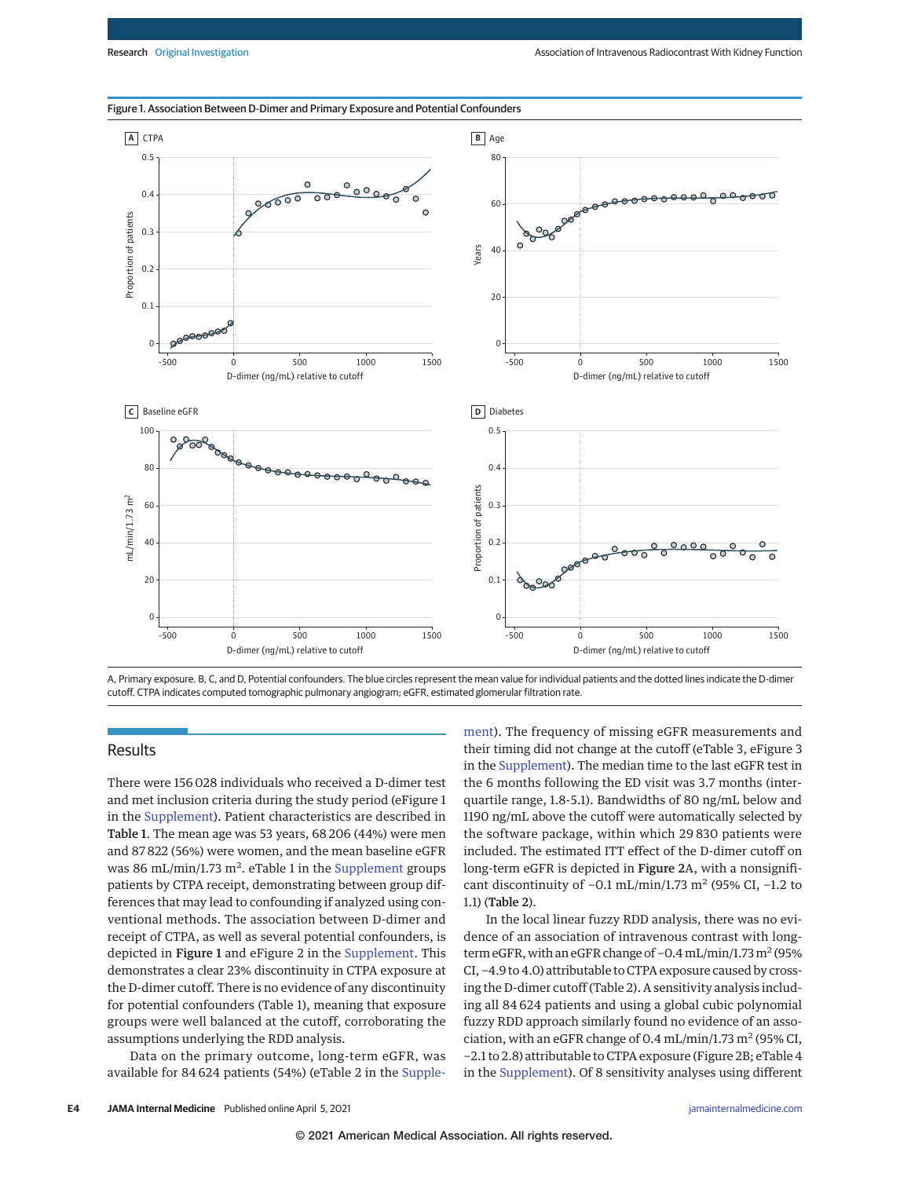Figure 1. Association Between D-Dimer and Primary Exposure and Potential Confounders

A, Primary exposure. B, C, and D, Potential confounders. The blue circles represent the mean value for individual patients and the dotted lines indicate the D-dimer cutoff. CTPA indicates computed tomographic pulmonary angiogram; eGFR, estimated glomerular filtration rate.

## Results

There were 156 028 individuals who received a D-dimer test and met inclusion criteria during the study period (eFigure 1 in the Supplement). Patient characteristics are described in **Table 1**. The mean age was 53 years, 68 206 (44%) were men and 87 822 (56%) were women, and the mean baseline eGFR was 86 mL/min/1.73 $m^2$. eTable 1 in the Supplement groups patients by CTPA receipt, demonstrating between group differences that may lead to confounding if analyzed using conventional methods. The association between D-dimer and receipt of CTPA, as well as several potential confounders, is depicted in **Figure 1** and eFigure 2 in the Supplement. This demonstrates a clear 23% discontinuity in CTPA exposure at the D-dimer cutoff. There is no evidence of any discontinuity for potential confounders (Table 1), meaning that exposure groups were well balanced at the cutoff, corroborating the assumptions underlying the RDD analysis.

Data on the primary outcome, long-term eGFR, was available for 84 624 patients (54%) (eTable 2 in the Supplement). The frequency of missing eGFR measurements and their timing did not change at the cutoff (eTable 3, eFigure 3 in the Supplement). The median time to the last eGFR test in the 6 months following the ED visit was 3.7 months (interquartile range, 1.8-5.1). Bandwidths of 80 ng/mL below and 1190 ng/mL above the cutoff were automatically selected by the software package, within which 29 830 patients were included. The estimated ITT effect of the D-dimer cutoff on long-term eGFR is depicted in **Figure 2**A, with a nonsignificant discontinuity of −0.1 mL/min/1.73 $m^2$ (95% CI, −1.2 to 1.1) (**Table 2**).

In the local linear fuzzy RDD analysis, there was no evidence of an association of intravenous contrast with long-term eGFR, with an eGFR change of −0.4 mL/min/1.73 $m^2$ (95% CI, −4.9 to 4.0) attributable to CTPA exposure caused by crossing the D-dimer cutoff (Table 2). A sensitivity analysis including all 84 624 patients and using a global cubic polynomial fuzzy RDD approach similarly found no evidence of an association, with an eGFR change of 0.4 mL/min/1.73 $m^2$ (95% CI, −2.1 to 2.8) attributable to CTPA exposure (Figure 2B; eTable 4 in the Supplement). Of 8 sensitivity analyses using different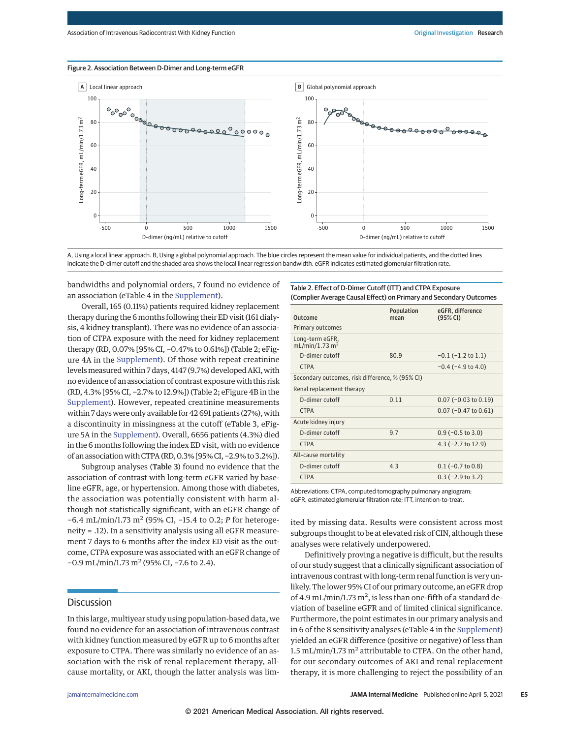Figure 2. Association Between D-Dimer and Long-term eGFR

A, Using a local linear approach. B, Using a global polynomial approach. The blue circles represent the mean value for individual patients, and the dotted lines indicate the D-dimer cutoff and the shaded area shows the local linear regression bandwidth. eGFR indicates estimated glomerular filtration rate.

bandwidths and polynomial orders, 7 found no evidence of an association (eTable 4 in the Supplement).

Overall, 165 (0.11%) patients required kidney replacement therapy during the 6 months following their ED visit (161 dialysis, 4 kidney transplant). There was no evidence of an association of CTPA exposure with the need for kidney replacement therapy (RD, 0.07% [95% CI, −0.47% to 0.61%]) (Table 2; eFigure 4A in the Supplement). Of those with repeat creatinine levels measured within 7 days, 4147 (9.7%) developed AKI, with no evidence of an association of contrast exposure with this risk (RD, 4.3% [95% CI, −2.7% to 12.9%]) (Table 2; eFigure 4B in the Supplement). However, repeated creatinine measurements within 7 days were only available for 42 691 patients (27%), with a discontinuity in missingness at the cutoff (eTable 3, eFigure 5A in the Supplement). Overall, 6656 patients (4.3%) died in the 6 months following the index ED visit, with no evidence of an association with CTPA (RD, 0.3% [95% CI, −2.9% to 3.2%]).

Subgroup analyses (**Table 3**) found no evidence that the association of contrast with long-term eGFR varied by baseline eGFR, age, or hypertension. Among those with diabetes, the association was potentially consistent with harm although not statistically significant, with an eGFR change of −6.4 mL/min/1.73 m$^2$ (95% CI, −15.4 to 0.2; *P* for heterogeneity = .12). In a sensitivity analysis using all eGFR measurement 7 days to 6 months after the index ED visit as the outcome, CTPA exposure was associated with an eGFR change of −0.9 mL/min/1.73 m$^2$ (95% CI, −7.6 to 2.4).

Table 2. Effect of D-Dimer Cutoff (ITT) and CTPA Exposure (Complier Average Causal Effect) on Primary and Secondary Outcomes

| Outcome | Population mean | eGFR, difference (95% CI) |
|---|---|---|
| Primary outcomes | | |
| Long-term eGFR, mL/min/1.73 m$^2$ | | |
| D-dimer cutoff | 80.9 | −0.1 (−1.2 to 1.1) |
| CTPA | | −0.4 (−4.9 to 4.0) |
| Secondary outcomes, risk difference, % (95% CI) | | |
| Renal replacement therapy | | |
| D-dimer cutoff | 0.11 | 0.07 (−0.03 to 0.19) |
| CTPA | | 0.07 (−0.47 to 0.61) |
| Acute kidney injury | | |
| D-dimer cutoff | 9.7 | 0.9 (−0.5 to 3.0) |
| CTPA | | 4.3 (−2.7 to 12.9) |
| All-cause mortality | | |
| D-dimer cutoff | 4.3 | 0.1 (−0.7 to 0.8) |
| CTPA | | 0.3 (−2.9 to 3.2) |

Abbreviations: CTPA, computed tomography pulmonary angiogram; eGFR, estimated glomerular filtration rate; ITT, intention-to-treat.

## Discussion

In this large, multiyear study using population-based data, we found no evidence for an association of intravenous contrast with kidney function measured by eGFR up to 6 months after exposure to CTPA. There was similarly no evidence of an association with the risk of renal replacement therapy, all-cause mortality, or AKI, though the latter analysis was limited by missing data. Results were consistent across most subgroups thought to be at elevated risk of CIN, although these analyses were relatively underpowered.

Definitively proving a negative is difficult, but the results of our study suggest that a clinically significant association of intravenous contrast with long-term renal function is very unlikely. The lower 95% CI of our primary outcome, an eGFR drop of 4.9 mL/min/1.73 m$^2$, is less than one-fifth of a standard deviation of baseline eGFR and of limited clinical significance. Furthermore, the point estimates in our primary analysis and in 6 of the 8 sensitivity analyses (eTable 4 in the Supplement) yielded an eGFR difference (positive or negative) of less than 1.5 mL/min/1.73 m$^2$ attributable to CTPA. On the other hand, for our secondary outcomes of AKI and renal replacement therapy, it is more challenging to reject the possibility of an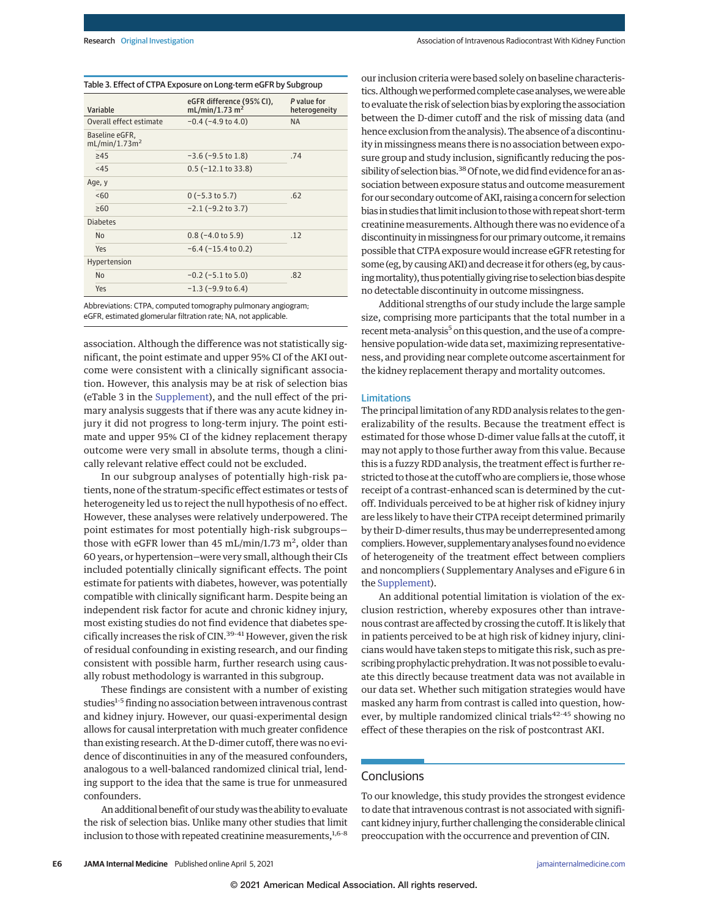Table 3. Effect of CTPA Exposure on Long-term eGFR by Subgroup

| Variable | eGFR difference (95% CI), mL/min/1.73 m[2] | P value for heterogeneity |
|---|---|---|
| Overall effect estimate | −0.4 (−4.9 to 4.0) | NA |
| Baseline eGFR, mL/min/1.73m[2] | | |
| ≥45 | −3.6 (−9.5 to 1.8) | .74 |
| <45 | 0.5 (−12.1 to 33.8) | |
| Age, y | | |
| <60 | 0 (−5.3 to 5.7) | .62 |
| ≥60 | −2.1 (−9.2 to 3.7) | |
| Diabetes | | |
| No | 0.8 (−4.0 to 5.9) | .12 |
| Yes | −6.4 (−15.4 to 0.2) | |
| Hypertension | | |
| No | −0.2 (−5.1 to 5.0) | .82 |
| Yes | −1.3 (−9.9 to 6.4) | |

Abbreviations: CTPA, computed tomography pulmonary angiogram; eGFR, estimated glomerular filtration rate; NA, not applicable.

association. Although the difference was not statistically significant, the point estimate and upper 95% CI of the AKI outcome were consistent with a clinically significant association. However, this analysis may be at risk of selection bias (eTable 3 in the Supplement), and the null effect of the primary analysis suggests that if there was any acute kidney injury it did not progress to long-term injury. The point estimate and upper 95% CI of the kidney replacement therapy outcome were very small in absolute terms, though a clinically relevant relative effect could not be excluded.

In our subgroup analyses of potentially high-risk patients, none of the stratum-specific effect estimates or tests of heterogeneity led us to reject the null hypothesis of no effect. However, these analyses were relatively underpowered. The point estimates for most potentially high-risk subgroups—those with eGFR lower than 45 mL/min/1.73 m[2], older than 60 years, or hypertension—were very small, although their CIs included potentially clinically significant effects. The point estimate for patients with diabetes, however, was potentially compatible with clinically significant harm. Despite being an independent risk factor for acute and chronic kidney injury, most existing studies do not find evidence that diabetes specifically increases the risk of CIN.[39-41] However, given the risk of residual confounding in existing research, and our finding consistent with possible harm, further research using causally robust methodology is warranted in this subgroup.

These findings are consistent with a number of existing studies[1-5] finding no association between intravenous contrast and kidney injury. However, our quasi-experimental design allows for causal interpretation with much greater confidence than existing research. At the D-dimer cutoff, there was no evidence of discontinuities in any of the measured confounders, analogous to a well-balanced randomized clinical trial, lending support to the idea that the same is true for unmeasured confounders.

An additional benefit of our study was the ability to evaluate the risk of selection bias. Unlike many other studies that limit inclusion to those with repeated creatinine measurements,[1,6-8] our inclusion criteria were based solely on baseline characteristics. Although we performed complete case analyses, we were able to evaluate the risk of selection bias by exploring the association between the D-dimer cutoff and the risk of missing data (and hence exclusion from the analysis). The absence of a discontinuity in missingness means there is no association between exposure group and study inclusion, significantly reducing the possibility of selection bias.[38] Of note, we did find evidence for an association between exposure status and outcome measurement for our secondary outcome of AKI, raising a concern for selection bias in studies that limit inclusion to those with repeat short-term creatinine measurements. Although there was no evidence of a discontinuity in missingness for our primary outcome, it remains possible that CTPA exposure would increase eGFR retesting for some (eg, by causing AKI) and decrease it for others (eg, by causing mortality), thus potentially giving rise to selection bias despite no detectable discontinuity in outcome missingness.

Additional strengths of our study include the large sample size, comprising more participants that the total number in a recent meta-analysis[5] on this question, and the use of a comprehensive population-wide data set, maximizing representativeness, and providing near complete outcome ascertainment for the kidney replacement therapy and mortality outcomes.

### Limitations

The principal limitation of any RDD analysis relates to the generalizability of the results. Because the treatment effect is estimated for those whose D-dimer value falls at the cutoff, it may not apply to those further away from this value. Because this is a fuzzy RDD analysis, the treatment effect is further restricted to those at the cutoff who are compliers ie, those whose receipt of a contrast-enhanced scan is determined by the cutoff. Individuals perceived to be at higher risk of kidney injury are less likely to have their CTPA receipt determined primarily by their D-dimer results, thus may be underrepresented among compliers. However, supplementary analyses found no evidence of heterogeneity of the treatment effect between compliers and noncompliers ( Supplementary Analyses and eFigure 6 in the Supplement).

An additional potential limitation is violation of the exclusion restriction, whereby exposures other than intravenous contrast are affected by crossing the cutoff. It is likely that in patients perceived to be at high risk of kidney injury, clinicians would have taken steps to mitigate this risk, such as prescribing prophylactic prehydration. It was not possible to evaluate this directly because treatment data was not available in our data set. Whether such mitigation strategies would have masked any harm from contrast is called into question, however, by multiple randomized clinical trials[42-45] showing no effect of these therapies on the risk of postcontrast AKI.

## Conclusions

To our knowledge, this study provides the strongest evidence to date that intravenous contrast is not associated with significant kidney injury, further challenging the considerable clinical preoccupation with the occurrence and prevention of CIN.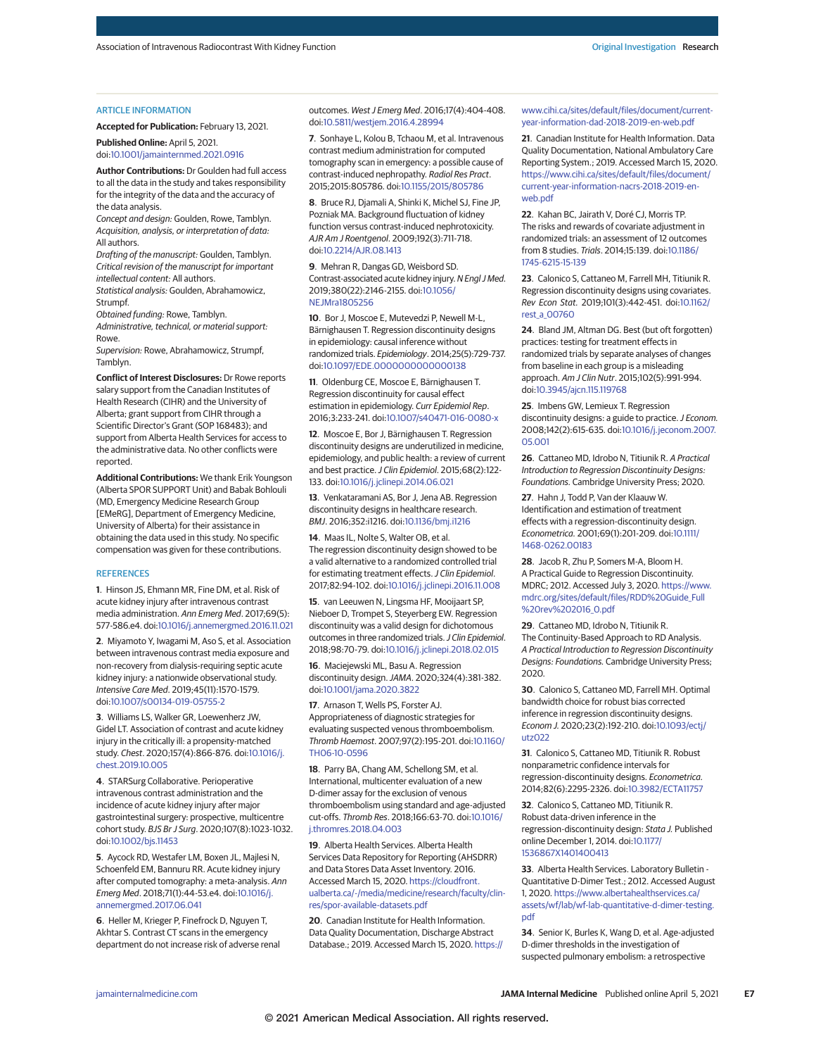## ARTICLE INFORMATION

**Accepted for Publication:** February 13, 2021.

**Published Online:** April 5, 2021. doi:10.1001/jamainternmed.2021.0916

**Author Contributions:** Dr Goulden had full access to all the data in the study and takes responsibility for the integrity of the data and the accuracy of the data analysis.

*Concept and design:* Goulden, Rowe, Tamblyn.

*Acquisition, analysis, or interpretation of data:* All authors.

*Drafting of the manuscript:* Goulden, Tamblyn.

*Critical revision of the manuscript for important intellectual content:* All authors.

*Statistical analysis:* Goulden, Abrahamowicz, Strumpf.

*Obtained funding:* Rowe, Tamblyn.

*Administrative, technical, or material support:* Rowe.

*Supervision:* Rowe, Abrahamowicz, Strumpf, Tamblyn.

**Conflict of Interest Disclosures:** Dr Rowe reports salary support from the Canadian Institutes of Health Research (CIHR) and the University of Alberta; grant support from CIHR through a Scientific Director's Grant (SOP 168483); and support from Alberta Health Services for access to the administrative data. No other conflicts were reported.

**Additional Contributions:** We thank Erik Youngson (Alberta SPOR SUPPORT Unit) and Babak Bohlouli (MD, Emergency Medicine Research Group [EMeRG], Department of Emergency Medicine, University of Alberta) for their assistance in obtaining the data used in this study. No specific compensation was given for these contributions.

## REFERENCES

1. Hinson JS, Ehmann MR, Fine DM, et al. Risk of acute kidney injury after intravenous contrast media administration. *Ann Emerg Med*. 2017;69(5):577-586.e4. doi:10.1016/j.annemergmed.2016.11.021

2. Miyamoto Y, Iwagami M, Aso S, et al. Association between intravenous contrast media exposure and non-recovery from dialysis-requiring septic acute kidney injury: a nationwide observational study. *Intensive Care Med*. 2019;45(11):1570-1579. doi:10.1007/s00134-019-05755-2

3. Williams LS, Walker GR, Loewenherz JW, Gidel LT. Association of contrast and acute kidney injury in the critically ill: a propensity-matched study. *Chest*. 2020;157(4):866-876. doi:10.1016/j.chest.2019.10.005

4. STARSurg Collaborative. Perioperative intravenous contrast administration and the incidence of acute kidney injury after major gastrointestinal surgery: prospective, multicentre cohort study. *BJS Br J Surg*. 2020;107(8):1023-1032. doi:10.1002/bjs.11453

5. Aycock RD, Westafer LM, Boxen JL, Majlesi N, Schoenfeld EM, Bannuru RR. Acute kidney injury after computed tomography: a meta-analysis. *Ann Emerg Med*. 2018;71(1):44-53.e4. doi:10.1016/j.annemergmed.2017.06.041

6. Heller M, Krieger P, Finefrock D, Nguyen T, Akhtar S. Contrast CT scans in the emergency department do not increase risk of adverse renal outcomes. *West J Emerg Med*. 2016;17(4):404-408. doi:10.5811/westjem.2016.4.28994

7. Sonhaye L, Kolou B, Tchaou M, et al. Intravenous contrast medium administration for computed tomography scan in emergency: a possible cause of contrast-induced nephropathy. *Radiol Res Pract*. 2015;2015:805786. doi:10.1155/2015/805786

8. Bruce RJ, Djamali A, Shinki K, Michel SJ, Fine JP, Pozniak MA. Background fluctuation of kidney function versus contrast-induced nephrotoxicity. *AJR Am J Roentgenol*. 2009;192(3):711-718. doi:10.2214/AJR.08.1413

9. Mehran R, Dangas GD, Weisbord SD. Contrast-associated acute kidney injury. *N Engl J Med*. 2019;380(22):2146-2155. doi:10.1056/NEJMra1805256

10. Bor J, Moscoe E, Mutevedzi P, Newell M-L, Bärnighausen T. Regression discontinuity designs in epidemiology: causal inference without randomized trials. *Epidemiology*. 2014;25(5):729-737. doi:10.1097/EDE.0000000000000138

11. Oldenburg CE, Moscoe E, Bärnighausen T. Regression discontinuity for causal effect estimation in epidemiology. *Curr Epidemiol Rep*. 2016;3:233-241. doi:10.1007/s40471-016-0080-x

12. Moscoe E, Bor J, Bärnighausen T. Regression discontinuity designs are underutilized in medicine, epidemiology, and public health: a review of current and best practice. *J Clin Epidemiol*. 2015;68(2):122-133. doi:10.1016/j.jclinepi.2014.06.021

13. Venkataramani AS, Bor J, Jena AB. Regression discontinuity designs in healthcare research. *BMJ*. 2016;352:i1216. doi:10.1136/bmj.i1216

14. Maas IL, Nolte S, Walter OB, et al. The regression discontinuity design showed to be a valid alternative to a randomized controlled trial for estimating treatment effects. *J Clin Epidemiol*. 2017;82:94-102. doi:10.1016/j.jclinepi.2016.11.008

15. van Leeuwen N, Lingsma HF, Mooijaart SP, Nieboer D, Trompet S, Steyerberg EW. Regression discontinuity was a valid design for dichotomous outcomes in three randomized trials. *J Clin Epidemiol*. 2018;98:70-79. doi:10.1016/j.jclinepi.2018.02.015

16. Maciejewski ML, Basu A. Regression discontinuity design. *JAMA*. 2020;324(4):381-382. doi:10.1001/jama.2020.3822

17. Arnason T, Wells PS, Forster AJ. Appropriateness of diagnostic strategies for evaluating suspected venous thromboembolism. *Thromb Haemost*. 2007;97(2):195-201. doi:10.1160/TH06-10-0596

18. Parry BA, Chang AM, Schellong SM, et al. International, multicenter evaluation of a new D-dimer assay for the exclusion of venous thromboembolism using standard and age-adjusted cut-offs. *Thromb Res*. 2018;166:63-70. doi:10.1016/j.thromres.2018.04.003

19. Alberta Health Services. Alberta Health Services Data Repository for Reporting (AHSDRR) and Data Stores Data Asset Inventory. 2016. Accessed March 15, 2020. https://cloudfront.ualberta.ca/-/media/medicine/research/faculty/clin-res/spor-available-datasets.pdf

20. Canadian Institute for Health Information. Data Quality Documentation, Discharge Abstract Database.; 2019. Accessed March 15, 2020. https://www.cihi.ca/sites/default/files/document/current-year-information-dad-2018-2019-en-web.pdf

21. Canadian Institute for Health Information. Data Quality Documentation, National Ambulatory Care Reporting System.; 2019. Accessed March 15, 2020. https://www.cihi.ca/sites/default/files/document/current-year-information-nacrs-2018-2019-en-web.pdf

22. Kahan BC, Jairath V, Doré CJ, Morris TP. The risks and rewards of covariate adjustment in randomized trials: an assessment of 12 outcomes from 8 studies. *Trials*. 2014;15:139. doi:10.1186/1745-6215-15-139

23. Calonico S, Cattaneo M, Farrell MH, Titiunik R. Regression discontinuity designs using covariates. *Rev Econ Stat*. 2019;101(3):442-451. doi:10.1162/rest_a_00760

24. Bland JM, Altman DG. Best (but oft forgotten) practices: testing for treatment effects in randomized trials by separate analyses of changes from baseline in each group is a misleading approach. *Am J Clin Nutr*. 2015;102(5):991-994. doi:10.3945/ajcn.115.119768

25. Imbens GW, Lemieux T. Regression discontinuity designs: a guide to practice. *J Econom*. 2008;142(2):615-635. doi:10.1016/j.jeconom.2007.05.001

26. Cattaneo MD, Idrobo N, Titiunik R. *A Practical Introduction to Regression Discontinuity Designs: Foundations*. Cambridge University Press; 2020.

27. Hahn J, Todd P, Van der Klaauw W. Identification and estimation of treatment effects with a regression-discontinuity design. *Econometrica*. 2001;69(1):201-209. doi:10.1111/1468-0262.00183

28. Jacob R, Zhu P, Somers M-A, Bloom H. A Practical Guide to Regression Discontinuity. MDRC; 2012. Accessed July 3, 2020. https://www.mdrc.org/sites/default/files/RDD%20Guide_Full%20rev%202016_0.pdf

29. Cattaneo MD, Idrobo N, Titiunik R. The Continuity-Based Approach to RD Analysis. *A Practical Introduction to Regression Discontinuity Designs: Foundations*. Cambridge University Press; 2020.

30. Calonico S, Cattaneo MD, Farrell MH. Optimal bandwidth choice for robust bias corrected inference in regression discontinuity designs. *Econom J*. 2020;23(2):192-210. doi:10.1093/ectj/utz022

31. Calonico S, Cattaneo MD, Titiunik R. Robust nonparametric confidence intervals for regression-discontinuity designs. *Econometrica*. 2014;82(6):2295-2326. doi:10.3982/ECTA11757

32. Calonico S, Cattaneo MD, Titiunik R. Robust data-driven inference in the regression-discontinuity design: *Stata J*. Published online December 1, 2014. doi:10.1177/1536867X1401400413

33. Alberta Health Services. Laboratory Bulletin - Quantitative D-Dimer Test.; 2012. Accessed August 1, 2020. https://www.albertahealthservices.ca/assets/wf/lab/wf-lab-quantitative-d-dimer-testing.pdf

34. Senior K, Burles K, Wang D, et al. Age-adjusted D-dimer thresholds in the investigation of suspected pulmonary embolism: a retrospective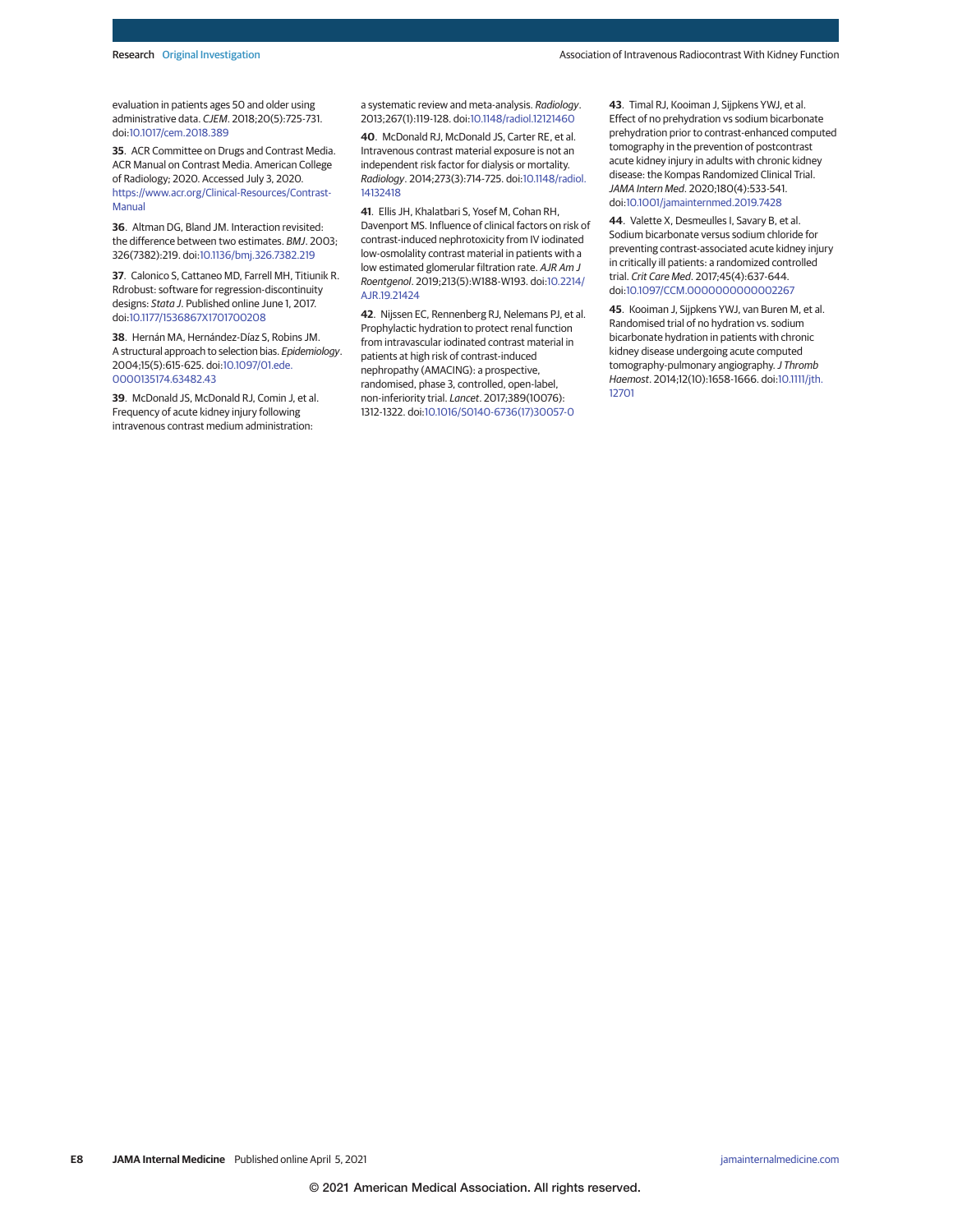evaluation in patients ages 50 and older using administrative data. *CJEM*. 2018;20(5):725-731. doi:10.1017/cem.2018.389

**35**. ACR Committee on Drugs and Contrast Media. ACR Manual on Contrast Media. American College of Radiology; 2020. Accessed July 3, 2020. https://www.acr.org/Clinical-Resources/Contrast-Manual

**36**. Altman DG, Bland JM. Interaction revisited: the difference between two estimates. *BMJ*. 2003; 326(7382):219. doi:10.1136/bmj.326.7382.219

**37**. Calonico S, Cattaneo MD, Farrell MH, Titiunik R. Rdrobust: software for regression-discontinuity designs: *Stata J*. Published online June 1, 2017. doi:10.1177/1536867X1701700208

**38**. Hernán MA, Hernández-Díaz S, Robins JM. A structural approach to selection bias. *Epidemiology*. 2004;15(5):615-625. doi:10.1097/01.ede.0000135174.63482.43

**39**. McDonald JS, McDonald RJ, Comin J, et al. Frequency of acute kidney injury following intravenous contrast medium administration: a systematic review and meta-analysis. *Radiology*. 2013;267(1):119-128. doi:10.1148/radiol.12121460

**40**. McDonald RJ, McDonald JS, Carter RE, et al. Intravenous contrast material exposure is not an independent risk factor for dialysis or mortality. *Radiology*. 2014;273(3):714-725. doi:10.1148/radiol.14132418

**41**. Ellis JH, Khalatbari S, Yosef M, Cohan RH, Davenport MS. Influence of clinical factors on risk of contrast-induced nephrotoxicity from IV iodinated low-osmolality contrast material in patients with a low estimated glomerular filtration rate. *AJR Am J Roentgenol*. 2019;213(5):W188-W193. doi:10.2214/AJR.19.21424

**42**. Nijssen EC, Rennenberg RJ, Nelemans PJ, et al. Prophylactic hydration to protect renal function from intravascular iodinated contrast material in patients at high risk of contrast-induced nephropathy (AMACING): a prospective, randomised, phase 3, controlled, open-label, non-inferiority trial. *Lancet*. 2017;389(10076): 1312-1322. doi:10.1016/S0140-6736(17)30057-0

**43**. Timal RJ, Kooiman J, Sijpkens YWJ, et al. Effect of no prehydration vs sodium bicarbonate prehydration prior to contrast-enhanced computed tomography in the prevention of postcontrast acute kidney injury in adults with chronic kidney disease: the Kompas Randomized Clinical Trial. *JAMA Intern Med*. 2020;180(4):533-541. doi:10.1001/jamainternmed.2019.7428

**44**. Valette X, Desmeulles I, Savary B, et al. Sodium bicarbonate versus sodium chloride for preventing contrast-associated acute kidney injury in critically ill patients: a randomized controlled trial. *Crit Care Med*. 2017;45(4):637-644. doi:10.1097/CCM.0000000000002267

**45**. Kooiman J, Sijpkens YWJ, van Buren M, et al. Randomised trial of no hydration vs. sodium bicarbonate hydration in patients with chronic kidney disease undergoing acute computed tomography-pulmonary angiography. *J Thromb Haemost*. 2014;12(10):1658-1666. doi:10.1111/jth.12701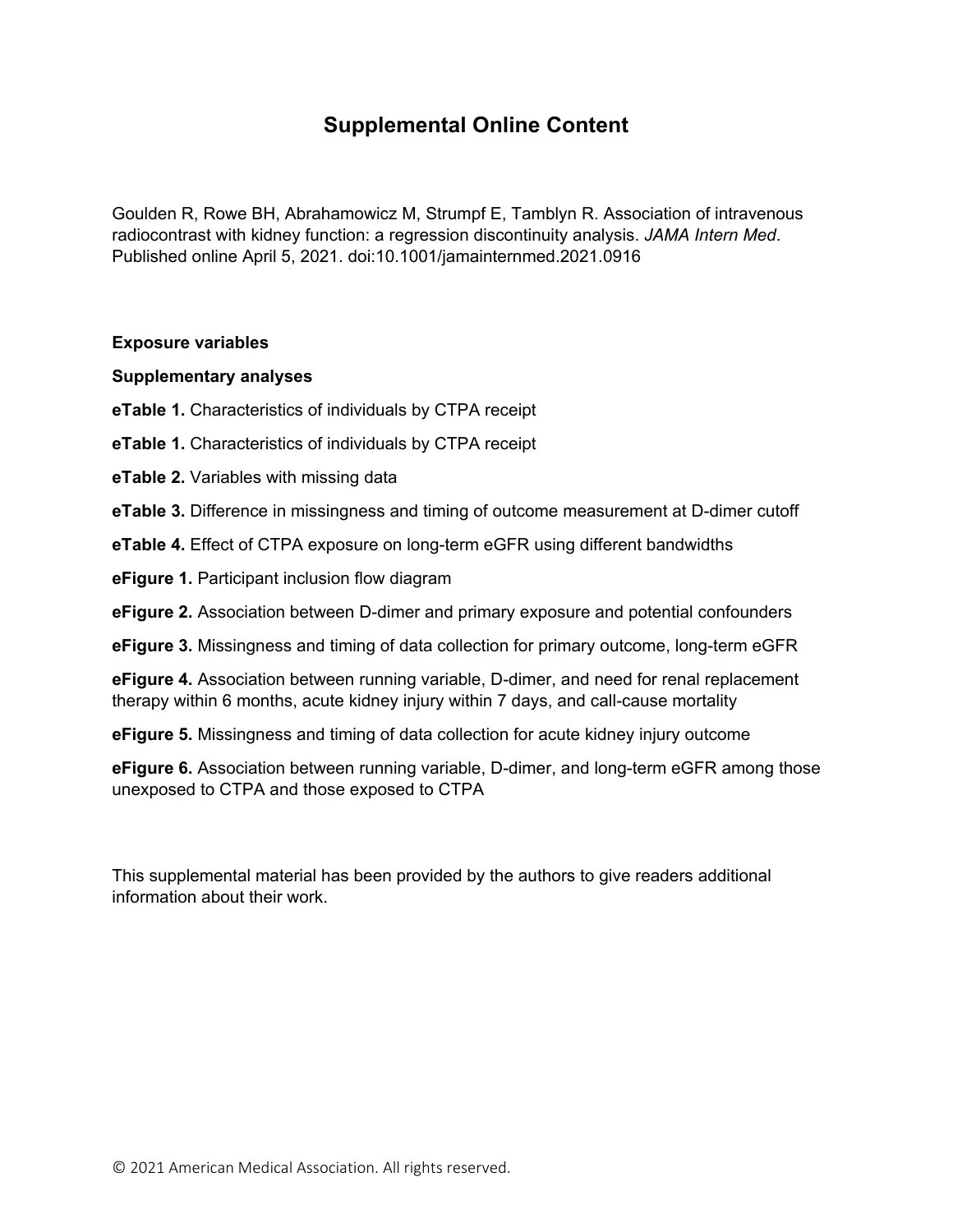# Supplemental Online Content

Goulden R, Rowe BH, Abrahamowicz M, Strumpf E, Tamblyn R. Association of intravenous radiocontrast with kidney function: a regression discontinuity analysis. *JAMA Intern Med*. Published online April 5, 2021. doi:10.1001/jamainternmed.2021.0916

**Exposure variables**

**Supplementary analyses**

**eTable 1.** Characteristics of individuals by CTPA receipt

**eTable 1.** Characteristics of individuals by CTPA receipt

**eTable 2.** Variables with missing data

**eTable 3.** Difference in missingness and timing of outcome measurement at D-dimer cutoff

**eTable 4.** Effect of CTPA exposure on long-term eGFR using different bandwidths

**eFigure 1.** Participant inclusion flow diagram

**eFigure 2.** Association between D-dimer and primary exposure and potential confounders

**eFigure 3.** Missingness and timing of data collection for primary outcome, long-term eGFR

**eFigure 4.** Association between running variable, D-dimer, and need for renal replacement therapy within 6 months, acute kidney injury within 7 days, and call-cause mortality

**eFigure 5.** Missingness and timing of data collection for acute kidney injury outcome

**eFigure 6.** Association between running variable, D-dimer, and long-term eGFR among those unexposed to CTPA and those exposed to CTPA

This supplemental material has been provided by the authors to give readers additional information about their work.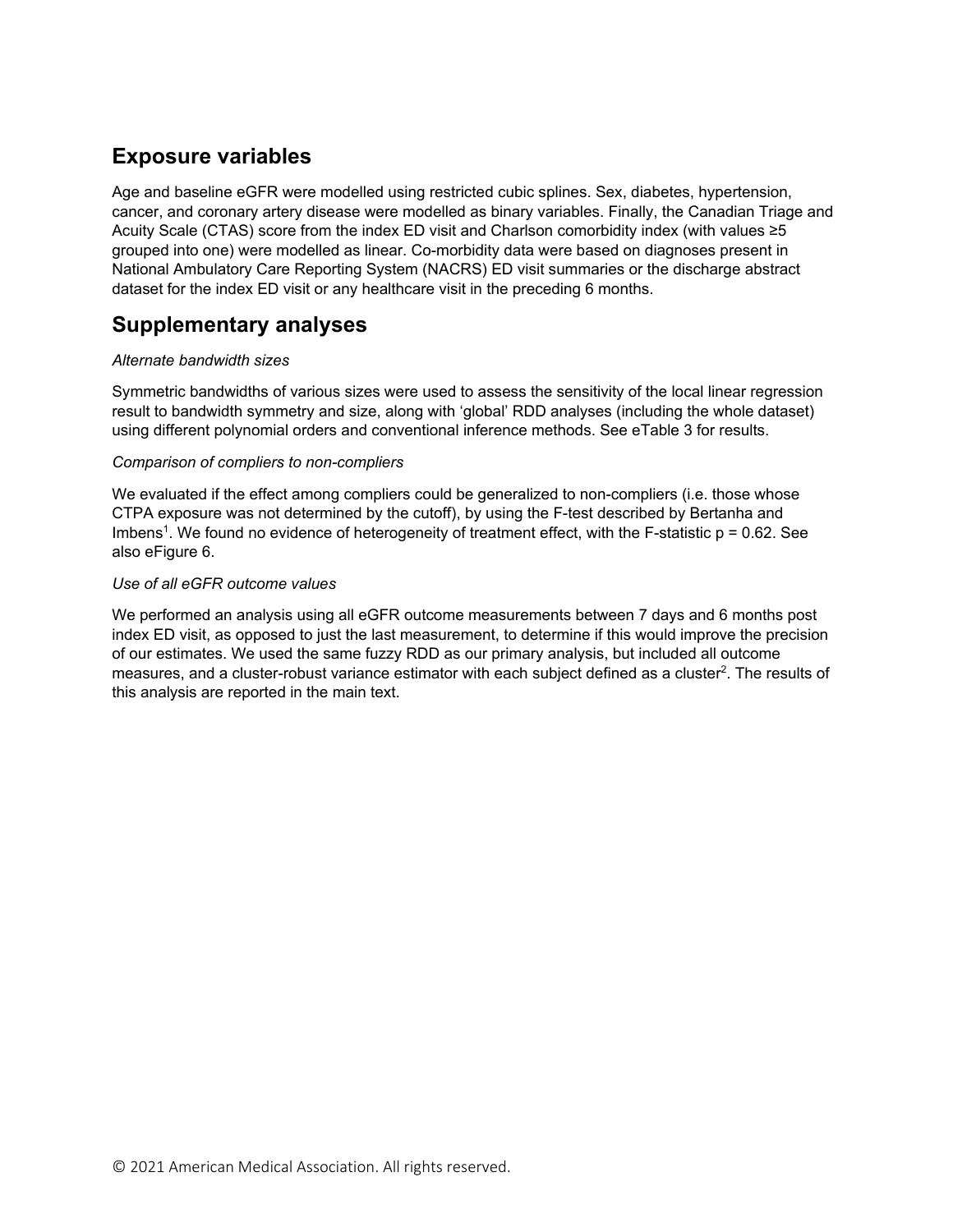## Exposure variables

Age and baseline eGFR were modelled using restricted cubic splines. Sex, diabetes, hypertension, cancer, and coronary artery disease were modelled as binary variables. Finally, the Canadian Triage and Acuity Scale (CTAS) score from the index ED visit and Charlson comorbidity index (with values ≥5 grouped into one) were modelled as linear. Co-morbidity data were based on diagnoses present in National Ambulatory Care Reporting System (NACRS) ED visit summaries or the discharge abstract dataset for the index ED visit or any healthcare visit in the preceding 6 months.

## Supplementary analyses

*Alternate bandwidth sizes*

Symmetric bandwidths of various sizes were used to assess the sensitivity of the local linear regression result to bandwidth symmetry and size, along with 'global' RDD analyses (including the whole dataset) using different polynomial orders and conventional inference methods. See eTable 3 for results.

*Comparison of compliers to non-compliers*

We evaluated if the effect among compliers could be generalized to non-compliers (i.e. those whose CTPA exposure was not determined by the cutoff), by using the F-test described by Bertanha and Imbens[1]. We found no evidence of heterogeneity of treatment effect, with the F-statistic $p = 0.62$. See also eFigure 6.

*Use of all eGFR outcome values*

We performed an analysis using all eGFR outcome measurements between 7 days and 6 months post index ED visit, as opposed to just the last measurement, to determine if this would improve the precision of our estimates. We used the same fuzzy RDD as our primary analysis, but included all outcome measures, and a cluster-robust variance estimator with each subject defined as a cluster[2]. The results of this analysis are reported in the main text.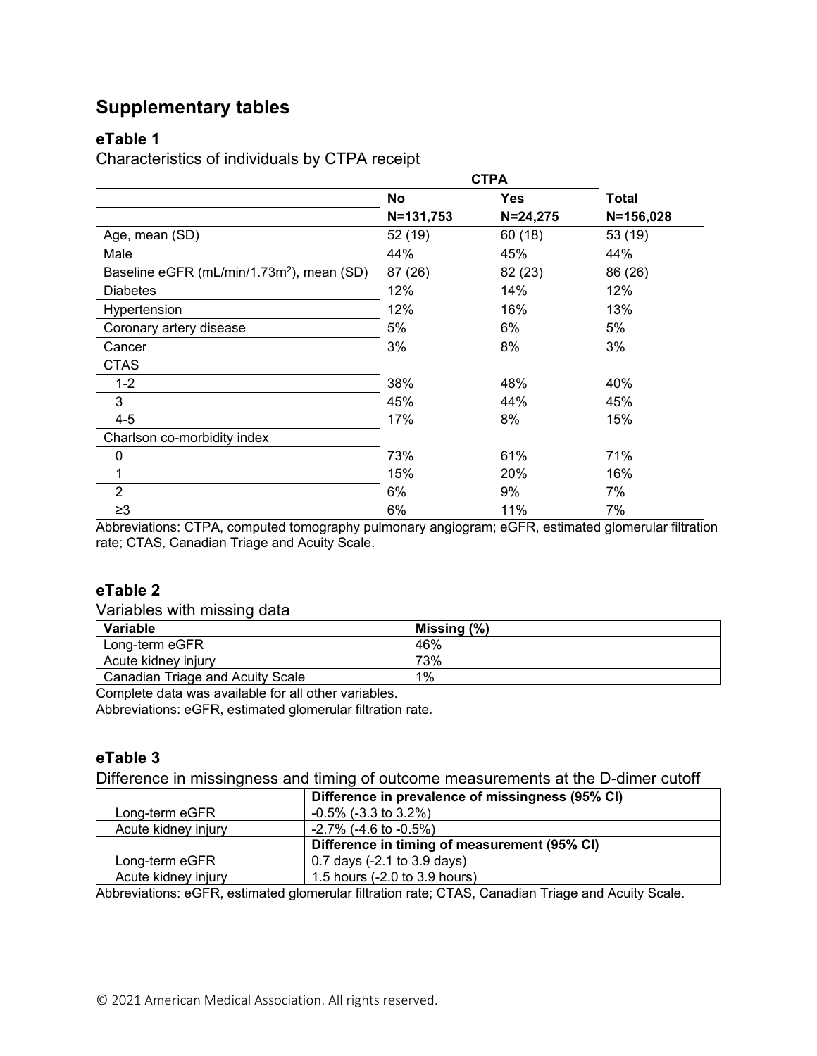# Supplementary tables

## eTable 1

Characteristics of individuals by CTPA receipt

| | CTPA | | |
|---|---|---|---|
| | No | Yes | Total |
| | N=131,753 | N=24,275 | N=156,028 |
| Age, mean (SD) | 52 (19) | 60 (18) | 53 (19) |
| Male | 44% | 45% | 44% |
| Baseline eGFR (mL/min/1.73m$^2$), mean (SD) | 87 (26) | 82 (23) | 86 (26) |
| Diabetes | 12% | 14% | 12% |
| Hypertension | 12% | 16% | 13% |
| Coronary artery disease | 5% | 6% | 5% |
| Cancer | 3% | 8% | 3% |
| CTAS | | | |
| 1-2 | 38% | 48% | 40% |
| 3 | 45% | 44% | 45% |
| 4-5 | 17% | 8% | 15% |
| Charlson co-morbidity index | | | |
| 0 | 73% | 61% | 71% |
| 1 | 15% | 20% | 16% |
| 2 | 6% | 9% | 7% |
| ≥3 | 6% | 11% | 7% |

Abbreviations: CTPA, computed tomography pulmonary angiogram; eGFR, estimated glomerular filtration rate; CTAS, Canadian Triage and Acuity Scale.

## eTable 2

Variables with missing data

| Variable | Missing (%) |
|---|---|
| Long-term eGFR | 46% |
| Acute kidney injury | 73% |
| Canadian Triage and Acuity Scale | 1% |

Complete data was available for all other variables.

Abbreviations: eGFR, estimated glomerular filtration rate.

## eTable 3

Difference in missingness and timing of outcome measurements at the D-dimer cutoff

| | Difference in prevalence of missingness (95% CI) |
|---|---|
| Long-term eGFR | -0.5% (-3.3 to 3.2%) |
| Acute kidney injury | -2.7% (-4.6 to -0.5%) |
| | **Difference in timing of measurement (95% CI)** |
| Long-term eGFR | 0.7 days (-2.1 to 3.9 days) |
| Acute kidney injury | 1.5 hours (-2.0 to 3.9 hours) |

Abbreviations: eGFR, estimated glomerular filtration rate; CTAS, Canadian Triage and Acuity Scale.

© 2021 American Medical Association. All rights reserved.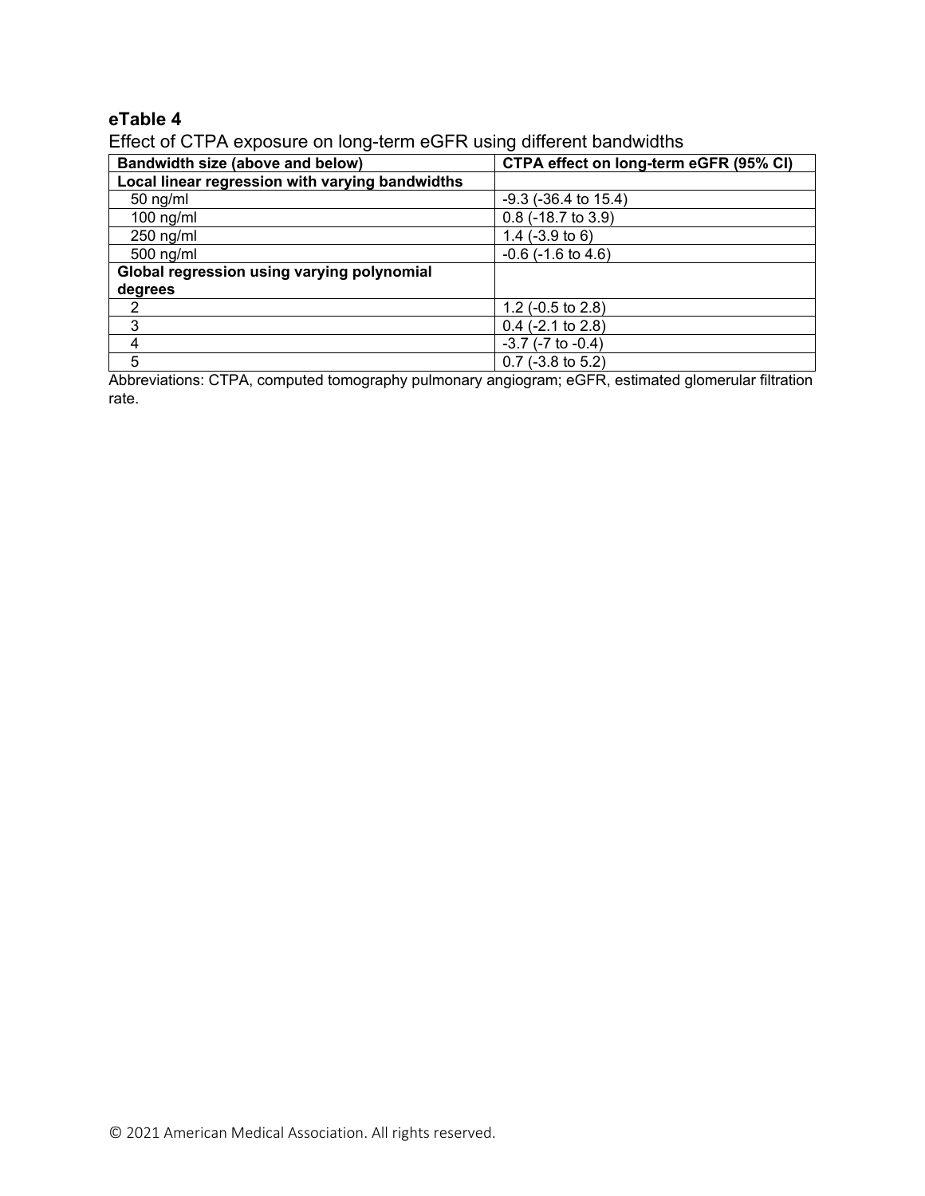### eTable 4

Effect of CTPA exposure on long-term eGFR using different bandwidths

| Bandwidth size (above and below) | CTPA effect on long-term eGFR (95% CI) |
|---|---|
| **Local linear regression with varying bandwidths** | |
| 50 ng/ml | -9.3 (-36.4 to 15.4) |
| 100 ng/ml | 0.8 (-18.7 to 3.9) |
| 250 ng/ml | 1.4 (-3.9 to 6) |
| 500 ng/ml | -0.6 (-1.6 to 4.6) |
| **Global regression using varying polynomial degrees** | |
| 2 | 1.2 (-0.5 to 2.8) |
| 3 | 0.4 (-2.1 to 2.8) |
| 4 | -3.7 (-7 to -0.4) |
| 5 | 0.7 (-3.8 to 5.2) |

Abbreviations: CTPA, computed tomography pulmonary angiogram; eGFR, estimated glomerular filtration rate.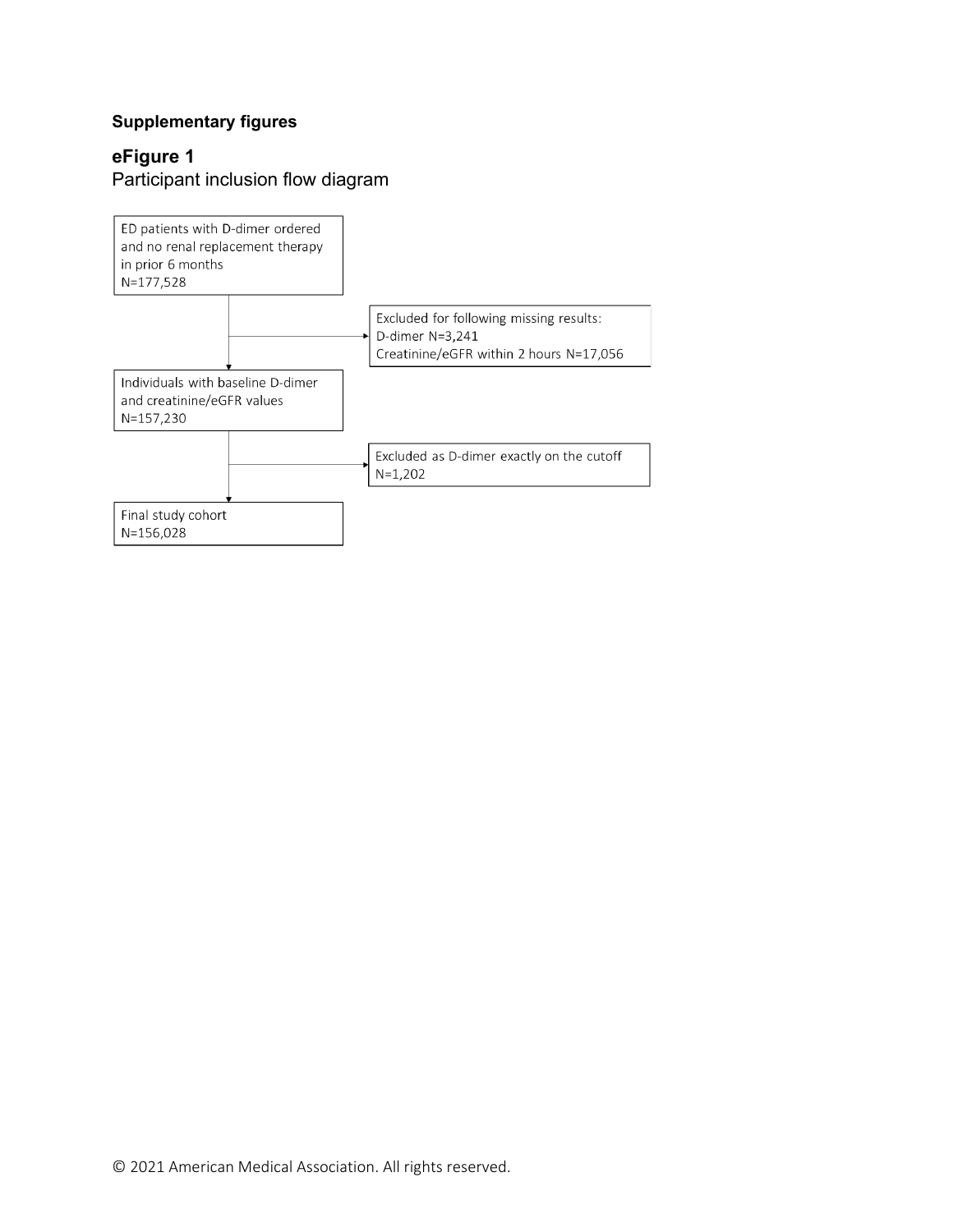**Supplementary figures**

## eFigure 1

Participant inclusion flow diagram

ED patients with D-dimer ordered and no renal replacement therapy in prior 6 months
N=177,528

Excluded for following missing results:
D-dimer N=3,241
Creatinine/eGFR within 2 hours N=17,056

Individuals with baseline D-dimer and creatinine/eGFR values
N=157,230

Excluded as D-dimer exactly on the cutoff
N=1,202

Final study cohort
N=156,028

© 2021 American Medical Association. All rights reserved.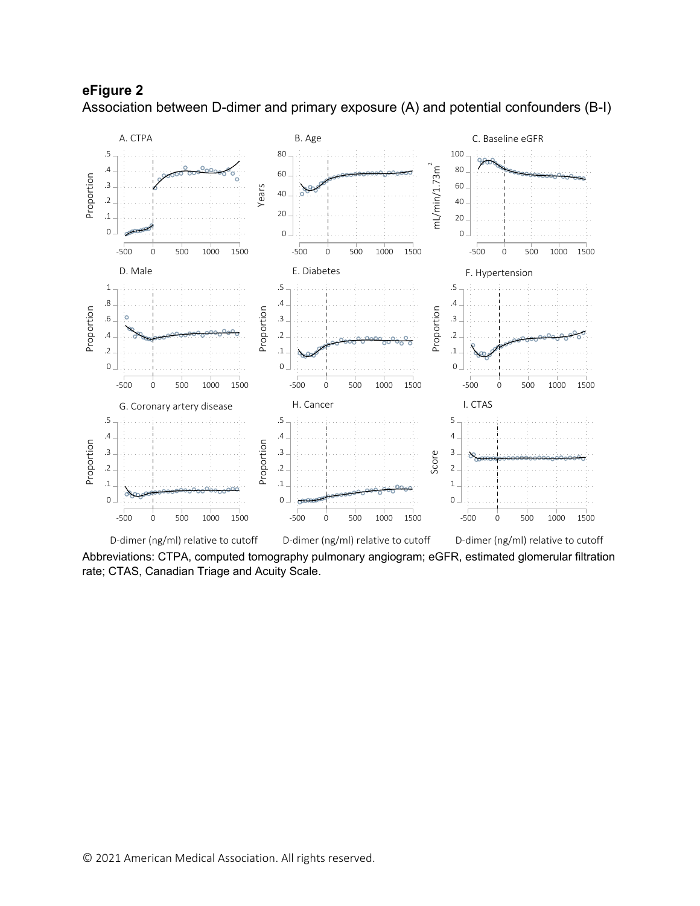## eFigure 2

Association between D-dimer and primary exposure (A) and potential confounders (B-I)

Abbreviations: CTPA, computed tomography pulmonary angiogram; eGFR, estimated glomerular filtration rate; CTAS, Canadian Triage and Acuity Scale.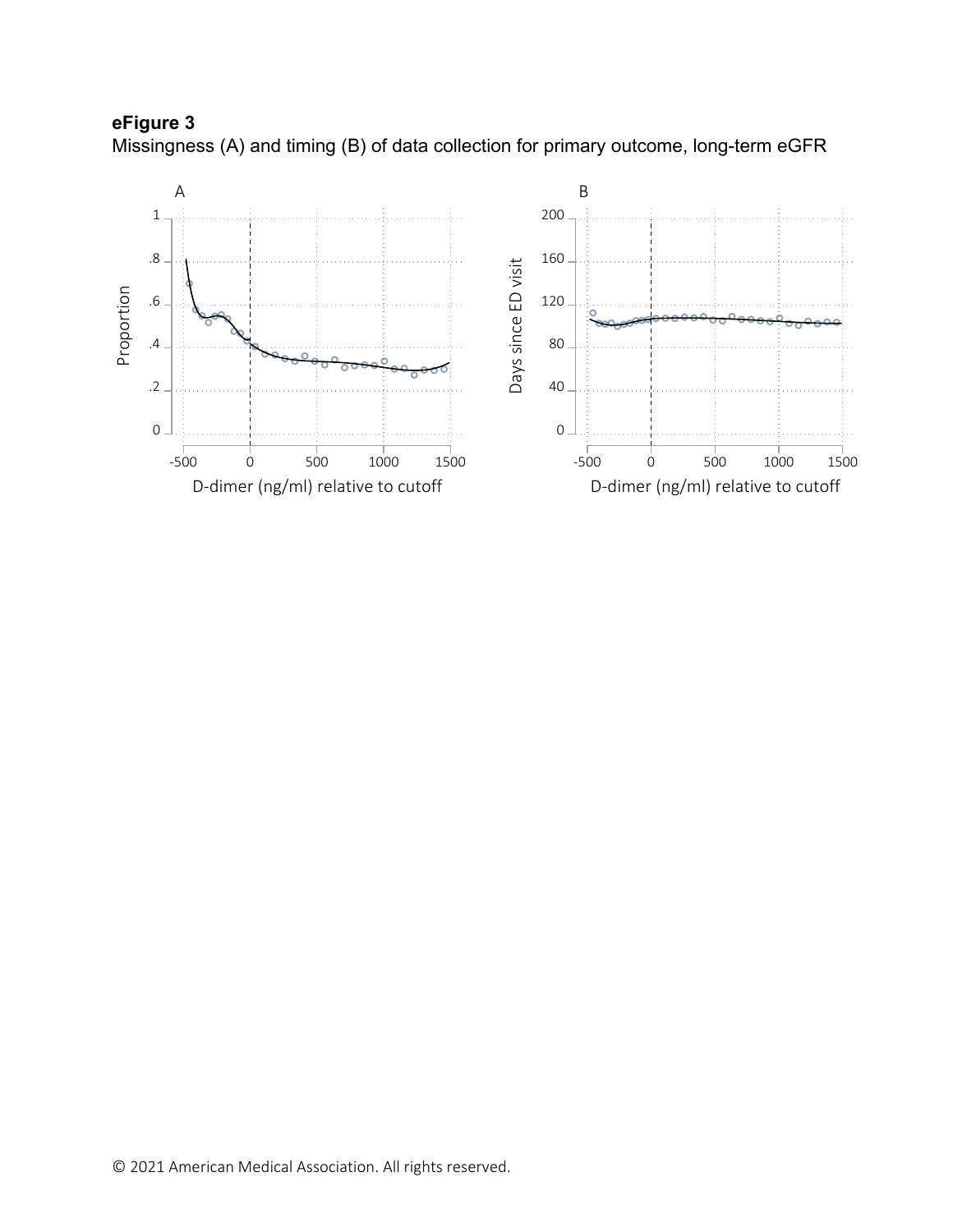**eFigure 3**

Missingness (A) and timing (B) of data collection for primary outcome, long-term eGFR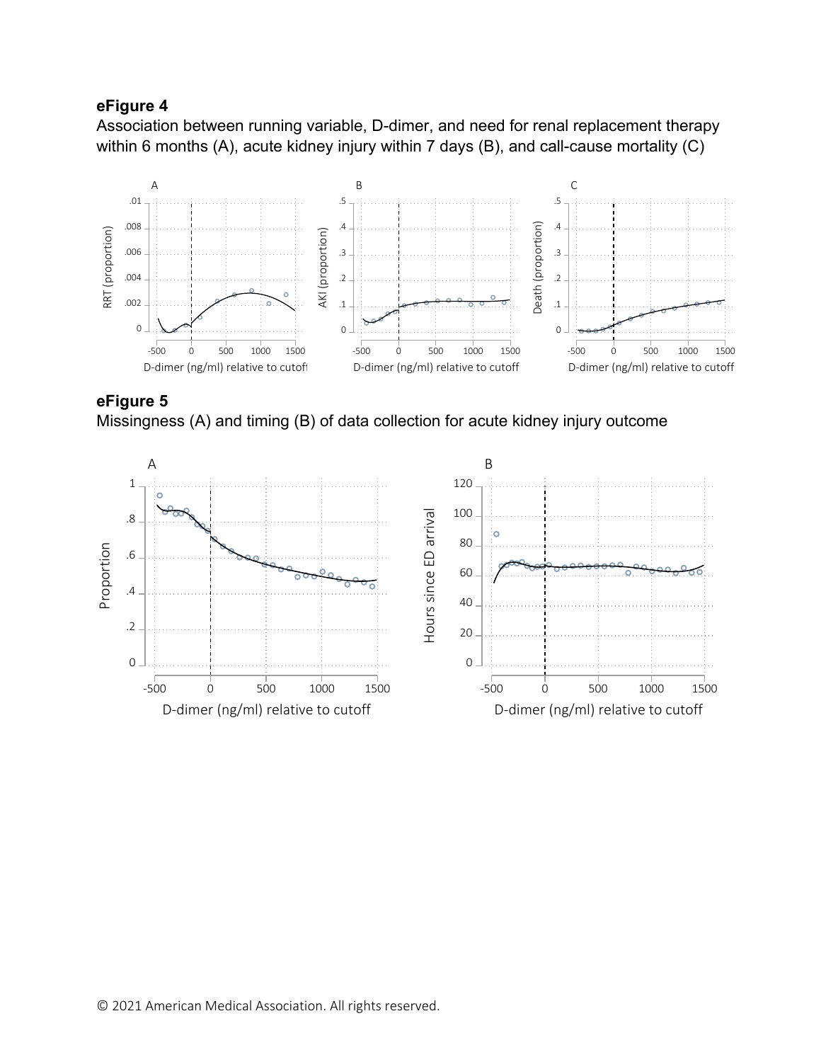**eFigure 4**

Association between running variable, D-dimer, and need for renal replacement therapy within 6 months (A), acute kidney injury within 7 days (B), and call-cause mortality (C)

**eFigure 5**

Missingness (A) and timing (B) of data collection for acute kidney injury outcome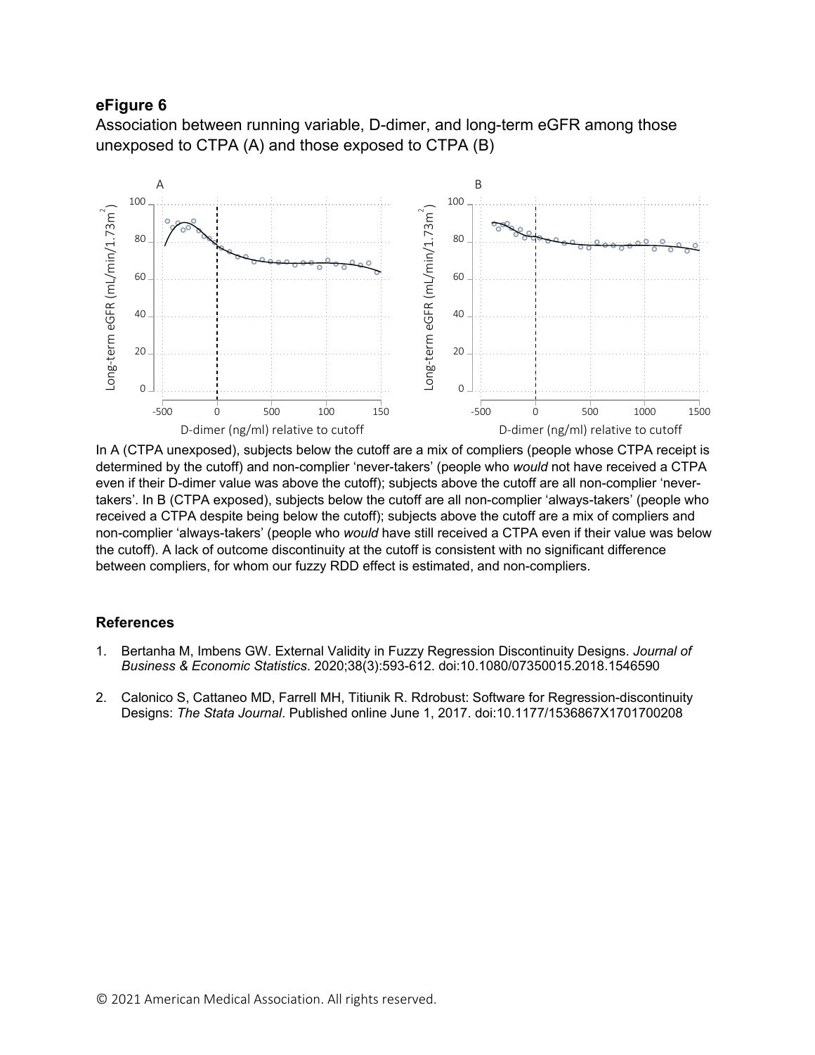## eFigure 6

Association between running variable, D-dimer, and long-term eGFR among those unexposed to CTPA (A) and those exposed to CTPA (B)

A

Long-term eGFR (mL/min/1.73m$^2$)

100
80
60
40
20
0

-500 0 500 100 150

D-dimer (ng/ml) relative to cutoff

B

Long-term eGFR (mL/min/1.73m$^2$)

100
80
60
40
20
0

-500 0 500 1000 1500

D-dimer (ng/ml) relative to cutoff

In A (CTPA unexposed), subjects below the cutoff are a mix of compliers (people whose CTPA receipt is determined by the cutoff) and non-complier 'never-takers' (people who *would* not have received a CTPA even if their D-dimer value was above the cutoff); subjects above the cutoff are all non-complier 'never-takers'. In B (CTPA exposed), subjects below the cutoff are all non-complier 'always-takers' (people who received a CTPA despite being below the cutoff); subjects above the cutoff are a mix of compliers and non-complier 'always-takers' (people who *would* have still received a CTPA even if their value was below the cutoff). A lack of outcome discontinuity at the cutoff is consistent with no significant difference between compliers, for whom our fuzzy RDD effect is estimated, and non-compliers.

### References

1. Bertanha M, Imbens GW. External Validity in Fuzzy Regression Discontinuity Designs. *Journal of Business & Economic Statistics*. 2020;38(3):593-612. doi:10.1080/07350015.2018.1546590

2. Calonico S, Cattaneo MD, Farrell MH, Titiunik R. Rdrobust: Software for Regression-discontinuity Designs: *The Stata Journal*. Published online June 1, 2017. doi:10.1177/1536867X1701700208

© 2021 American Medical Association. All rights reserved.